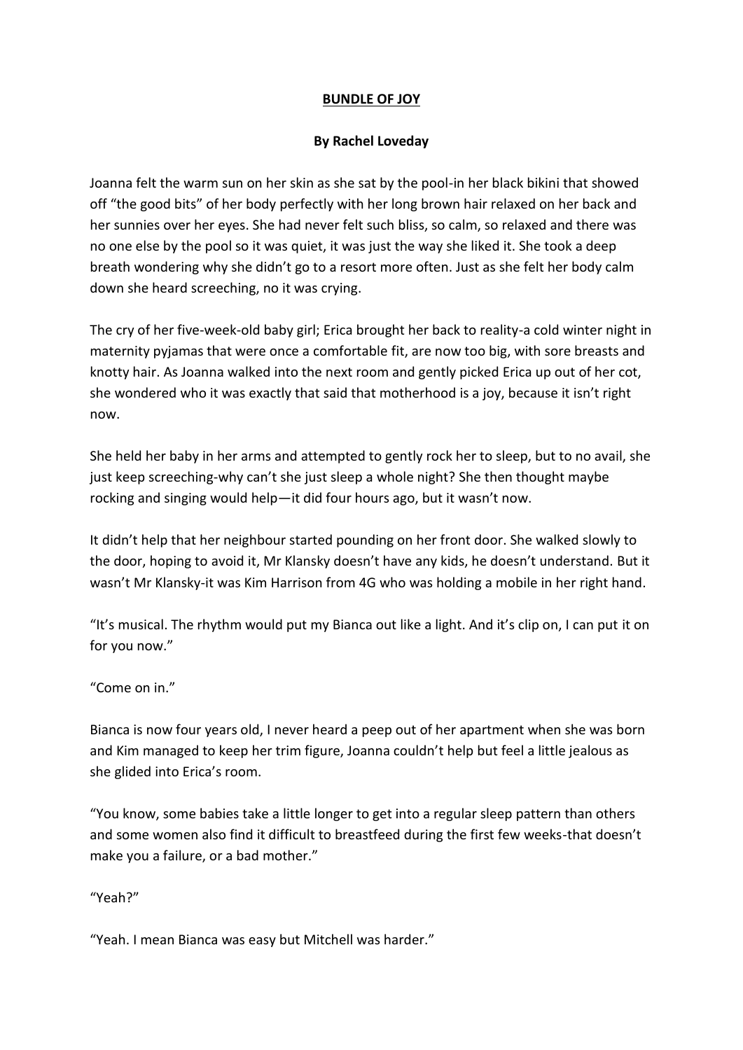**BUNDLE OF JOY**

**By Rachel Loveday**

Joanna felt the warm sun on her skin as she sat by the pool-in her black bikini that showed off "the good bits" of her body perfectly with her long brown hair relaxed on her back and her sunnies over her eyes. She had never felt such bliss, so calm, so relaxed and there was no one else by the pool so it was quiet, it was just the way she liked it. She took a deep breath wondering why she didn't go to a resort more often. Just as she felt her body calm down she heard screeching, no it was crying.

The cry of her five-week-old baby girl; Erica brought her back to reality-a cold winter night in maternity pyjamas that were once a comfortable fit, are now too big, with sore breasts and knotty hair. As Joanna walked into the next room and gently picked Erica up out of her cot, she wondered who it was exactly that said that motherhood is a joy, because it isn't right now.

She held her baby in her arms and attempted to gently rock her to sleep, but to no avail, she just keep screeching-why can't she just sleep a whole night? She then thought maybe rocking and singing would help—it did four hours ago, but it wasn't now.

It didn't help that her neighbour started pounding on her front door. She walked slowly to the door, hoping to avoid it, Mr Klansky doesn't have any kids, he doesn't understand. But it wasn't Mr Klansky-it was Kim Harrison from 4G who was holding a mobile in her right hand.

"It's musical. The rhythm would put my Bianca out like a light. And it's clip on, I can put it on for you now."

"Come on in."

Bianca is now four years old, I never heard a peep out of her apartment when she was born and Kim managed to keep her trim figure, Joanna couldn't help but feel a little jealous as she glided into Erica's room.

"You know, some babies take a little longer to get into a regular sleep pattern than others and some women also find it difficult to breastfeed during the first few weeks-that doesn't make you a failure, or a bad mother."

"Yeah?"

"Yeah. I mean Bianca was easy but Mitchell was harder."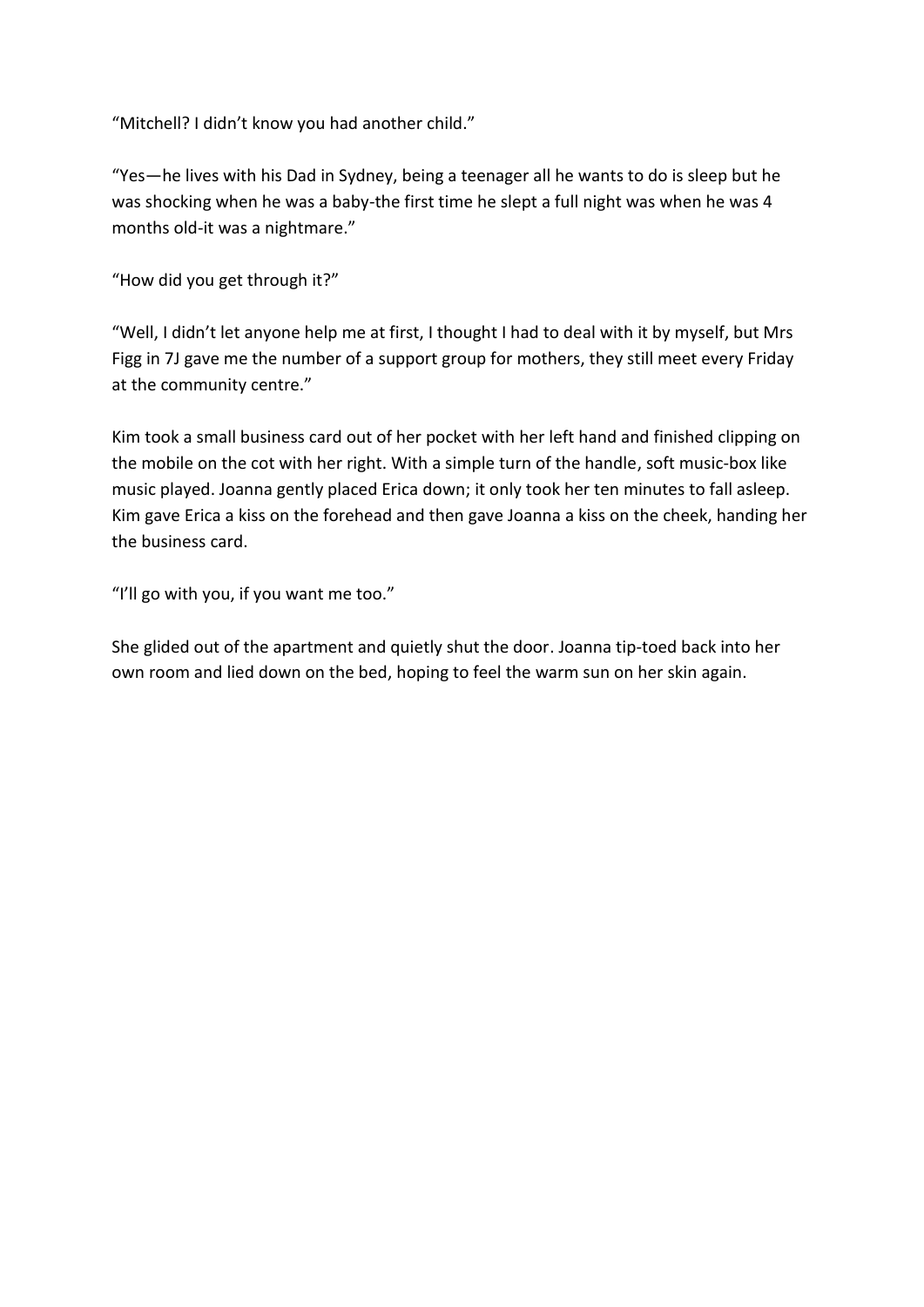“Mitchell? I didn’t know you had another child.”

“Yes—he lives with his Dad in Sydney, being a teenager all he wants to do is sleep but he was shocking when he was a baby-the first time he slept a full night was when he was 4 months old-it was a nightmare.”

“How did you get through it?”

“Well, I didn’t let anyone help me at first, I thought I had to deal with it by myself, but Mrs Figg in 7J gave me the number of a support group for mothers, they still meet every Friday at the community centre.”

Kim took a small business card out of her pocket with her left hand and finished clipping on the mobile on the cot with her right. With a simple turn of the handle, soft music-box like music played. Joanna gently placed Erica down; it only took her ten minutes to fall asleep. Kim gave Erica a kiss on the forehead and then gave Joanna a kiss on the cheek, handing her the business card.

“I’ll go with you, if you want me too.”

She glided out of the apartment and quietly shut the door. Joanna tip-toed back into her own room and lied down on the bed, hoping to feel the warm sun on her skin again.